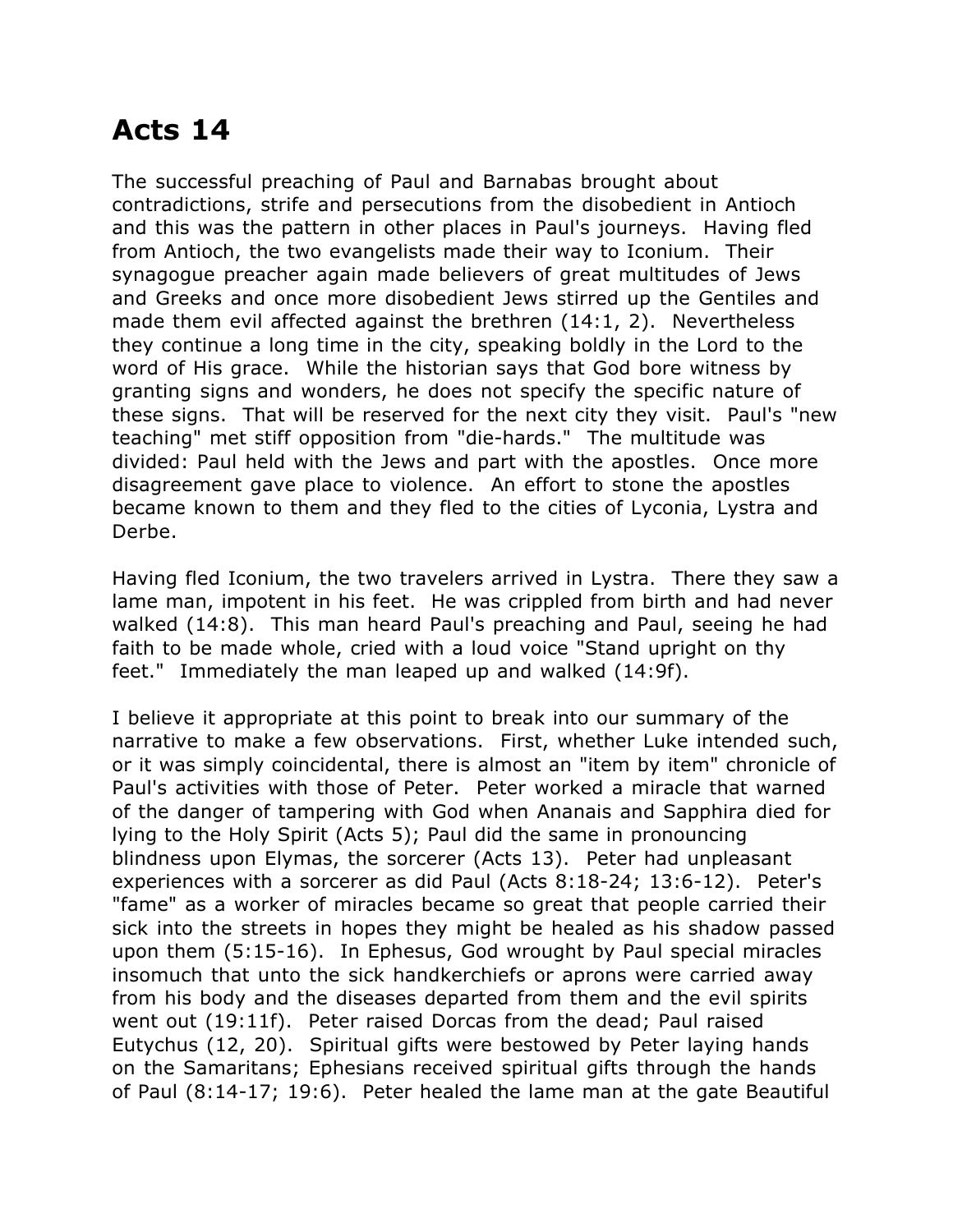# Acts 14

The successful preaching of Paul and Barnabas brought about contradictions, strife and persecutions from the disobedient in Antioch and this was the pattern in other places in Paul's journeys. Having fled from Antioch, the two evangelists made their way to Iconium. Their synagogue preacher again made believers of great multitudes of Jews and Greeks and once more disobedient Jews stirred up the Gentiles and made them evil affected against the brethren (14:1, 2). Nevertheless they continue a long time in the city, speaking boldly in the Lord to the word of His grace. While the historian says that God bore witness by granting signs and wonders, he does not specify the specific nature of these signs. That will be reserved for the next city they visit. Paul's "new teaching" met stiff opposition from "die-hards." The multitude was divided: Paul held with the Jews and part with the apostles. Once more disagreement gave place to violence. An effort to stone the apostles became known to them and they fled to the cities of Lyconia, Lystra and Derbe.

Having fled Iconium, the two travelers arrived in Lystra. There they saw a lame man, impotent in his feet. He was crippled from birth and had never walked (14:8). This man heard Paul's preaching and Paul, seeing he had faith to be made whole, cried with a loud voice "Stand upright on thy feet." Immediately the man leaped up and walked (14:9f).

I believe it appropriate at this point to break into our summary of the narrative to make a few observations. First, whether Luke intended such, or it was simply coincidental, there is almost an "item by item" chronicle of Paul's activities with those of Peter. Peter worked a miracle that warned of the danger of tampering with God when Ananais and Sapphira died for lying to the Holy Spirit (Acts 5); Paul did the same in pronouncing blindness upon Elymas, the sorcerer (Acts 13). Peter had unpleasant experiences with a sorcerer as did Paul (Acts 8:18-24; 13:6-12). Peter's "fame" as a worker of miracles became so great that people carried their sick into the streets in hopes they might be healed as his shadow passed upon them (5:15-16). In Ephesus, God wrought by Paul special miracles insomuch that unto the sick handkerchiefs or aprons were carried away from his body and the diseases departed from them and the evil spirits went out (19:11f). Peter raised Dorcas from the dead; Paul raised Eutychus (12, 20). Spiritual gifts were bestowed by Peter laying hands on the Samaritans; Ephesians received spiritual gifts through the hands of Paul (8:14-17; 19:6). Peter healed the lame man at the gate Beautiful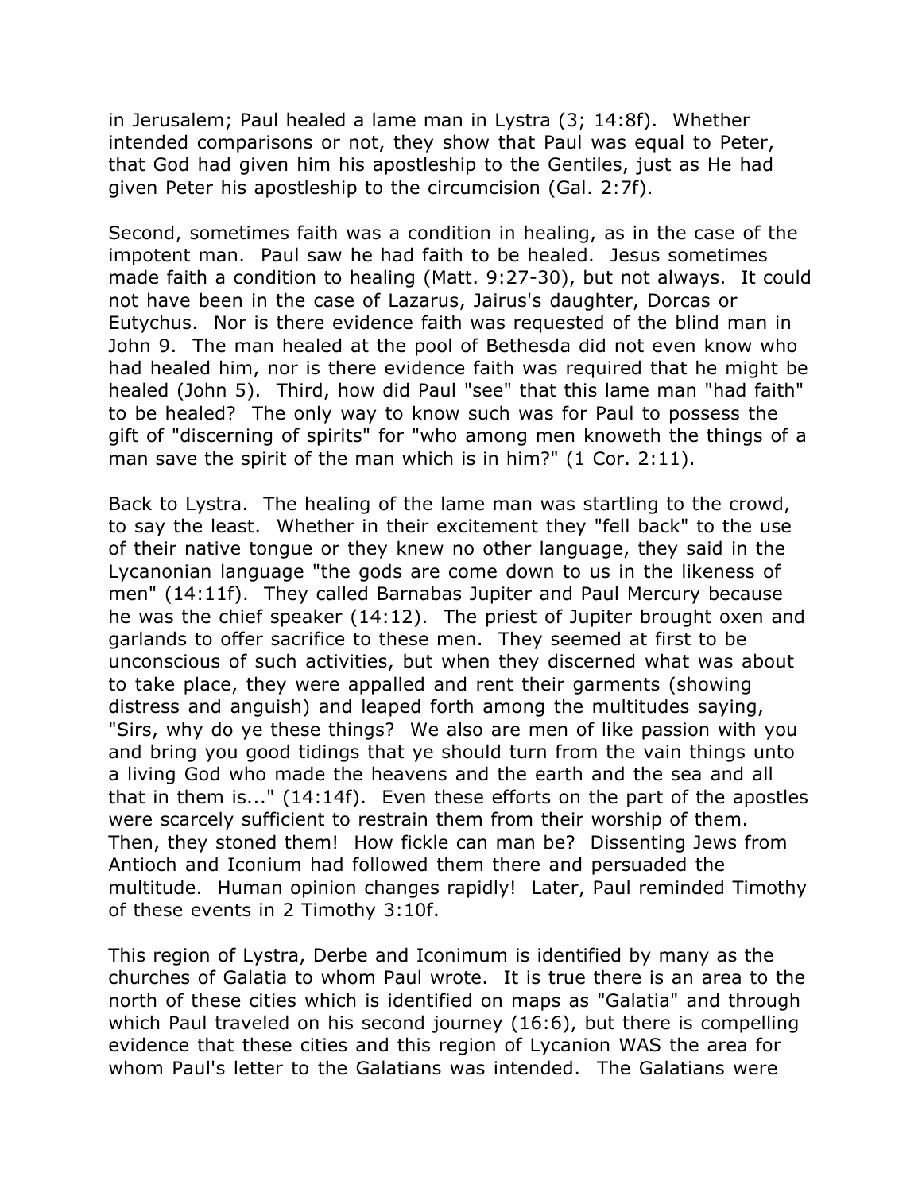in Jerusalem; Paul healed a lame man in Lystra (3; 14:8f). Whether intended comparisons or not, they show that Paul was equal to Peter, that God had given him his apostleship to the Gentiles, just as He had given Peter his apostleship to the circumcision (Gal. 2:7f).

Second, sometimes faith was a condition in healing, as in the case of the impotent man. Paul saw he had faith to be healed. Jesus sometimes made faith a condition to healing (Matt. 9:27-30), but not always. It could not have been in the case of Lazarus, Jairus's daughter, Dorcas or Eutychus. Nor is there evidence faith was requested of the blind man in John 9. The man healed at the pool of Bethesda did not even know who had healed him, nor is there evidence faith was required that he might be healed (John 5). Third, how did Paul "see" that this lame man "had faith" to be healed? The only way to know such was for Paul to possess the gift of "discerning of spirits" for "who among men knoweth the things of a man save the spirit of the man which is in him?" (1 Cor. 2:11).

Back to Lystra. The healing of the lame man was startling to the crowd, to say the least. Whether in their excitement they "fell back" to the use of their native tongue or they knew no other language, they said in the Lycanonian language "the gods are come down to us in the likeness of men" (14:11f). They called Barnabas Jupiter and Paul Mercury because he was the chief speaker (14:12). The priest of Jupiter brought oxen and garlands to offer sacrifice to these men. They seemed at first to be unconscious of such activities, but when they discerned what was about to take place, they were appalled and rent their garments (showing distress and anguish) and leaped forth among the multitudes saying, "Sirs, why do ye these things? We also are men of like passion with you and bring you good tidings that ye should turn from the vain things unto a living God who made the heavens and the earth and the sea and all that in them is..." (14:14f). Even these efforts on the part of the apostles were scarcely sufficient to restrain them from their worship of them. Then, they stoned them! How fickle can man be? Dissenting Jews from Antioch and Iconium had followed them there and persuaded the multitude. Human opinion changes rapidly! Later, Paul reminded Timothy of these events in 2 Timothy 3:10f.

This region of Lystra, Derbe and Iconimum is identified by many as the churches of Galatia to whom Paul wrote. It is true there is an area to the north of these cities which is identified on maps as "Galatia" and through which Paul traveled on his second journey (16:6), but there is compelling evidence that these cities and this region of Lycanion WAS the area for whom Paul's letter to the Galatians was intended. The Galatians were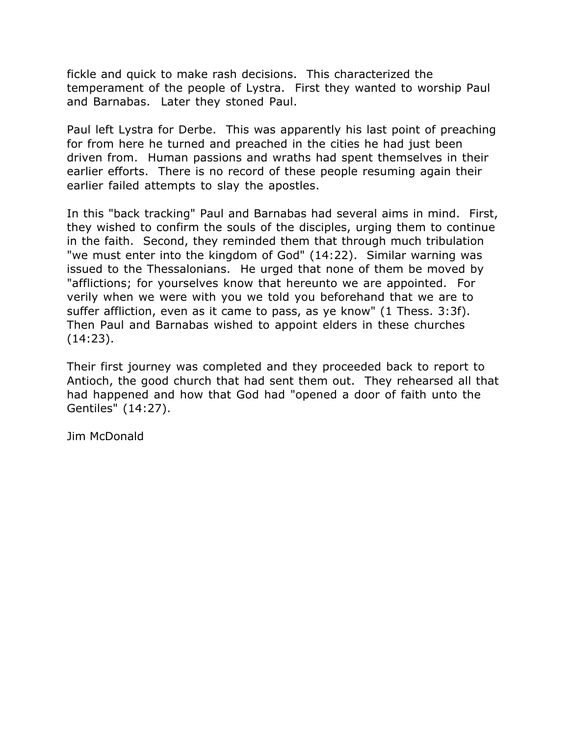fickle and quick to make rash decisions. This characterized the temperament of the people of Lystra. First they wanted to worship Paul and Barnabas. Later they stoned Paul.

Paul left Lystra for Derbe. This was apparently his last point of preaching for from here he turned and preached in the cities he had just been driven from. Human passions and wraths had spent themselves in their earlier efforts. There is no record of these people resuming again their earlier failed attempts to slay the apostles.

In this "back tracking" Paul and Barnabas had several aims in mind. First, they wished to confirm the souls of the disciples, urging them to continue in the faith. Second, they reminded them that through much tribulation "we must enter into the kingdom of God" (14:22). Similar warning was issued to the Thessalonians. He urged that none of them be moved by "afflictions; for yourselves know that hereunto we are appointed. For verily when we were with you we told you beforehand that we are to suffer affliction, even as it came to pass, as ye know" (1 Thess. 3:3f). Then Paul and Barnabas wished to appoint elders in these churches (14:23).

Their first journey was completed and they proceeded back to report to Antioch, the good church that had sent them out. They rehearsed all that had happened and how that God had "opened a door of faith unto the Gentiles" (14:27).

Jim McDonald